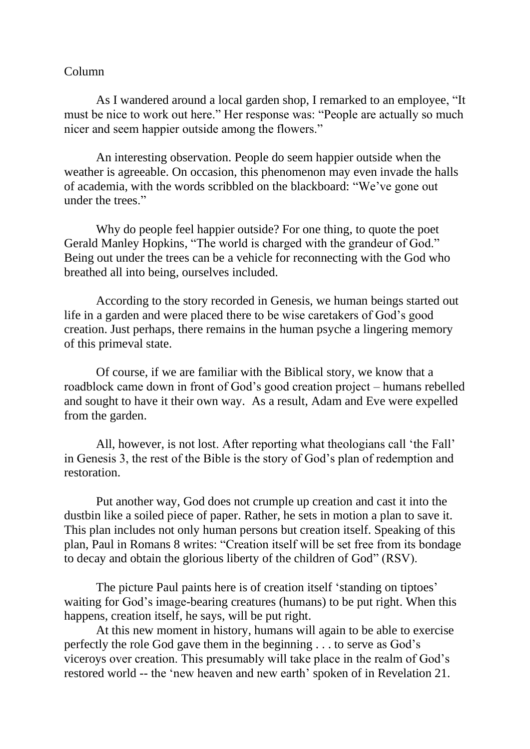Column

As I wandered around a local garden shop, I remarked to an employee, "It must be nice to work out here." Her response was: "People are actually so much nicer and seem happier outside among the flowers."

An interesting observation. People do seem happier outside when the weather is agreeable. On occasion, this phenomenon may even invade the halls of academia, with the words scribbled on the blackboard: "We've gone out under the trees."

Why do people feel happier outside? For one thing, to quote the poet Gerald Manley Hopkins, "The world is charged with the grandeur of God." Being out under the trees can be a vehicle for reconnecting with the God who breathed all into being, ourselves included.

According to the story recorded in Genesis, we human beings started out life in a garden and were placed there to be wise caretakers of God's good creation. Just perhaps, there remains in the human psyche a lingering memory of this primeval state.

Of course, if we are familiar with the Biblical story, we know that a roadblock came down in front of God's good creation project – humans rebelled and sought to have it their own way. As a result, Adam and Eve were expelled from the garden.

All, however, is not lost. After reporting what theologians call 'the Fall' in Genesis 3, the rest of the Bible is the story of God's plan of redemption and restoration.

Put another way, God does not crumple up creation and cast it into the dustbin like a soiled piece of paper. Rather, he sets in motion a plan to save it. This plan includes not only human persons but creation itself. Speaking of this plan, Paul in Romans 8 writes: "Creation itself will be set free from its bondage to decay and obtain the glorious liberty of the children of God" (RSV).

The picture Paul paints here is of creation itself 'standing on tiptoes' waiting for God's image-bearing creatures (humans) to be put right. When this happens, creation itself, he says, will be put right.

At this new moment in history, humans will again to be able to exercise perfectly the role God gave them in the beginning . . . to serve as God's viceroys over creation. This presumably will take place in the realm of God's restored world -- the 'new heaven and new earth' spoken of in Revelation 21.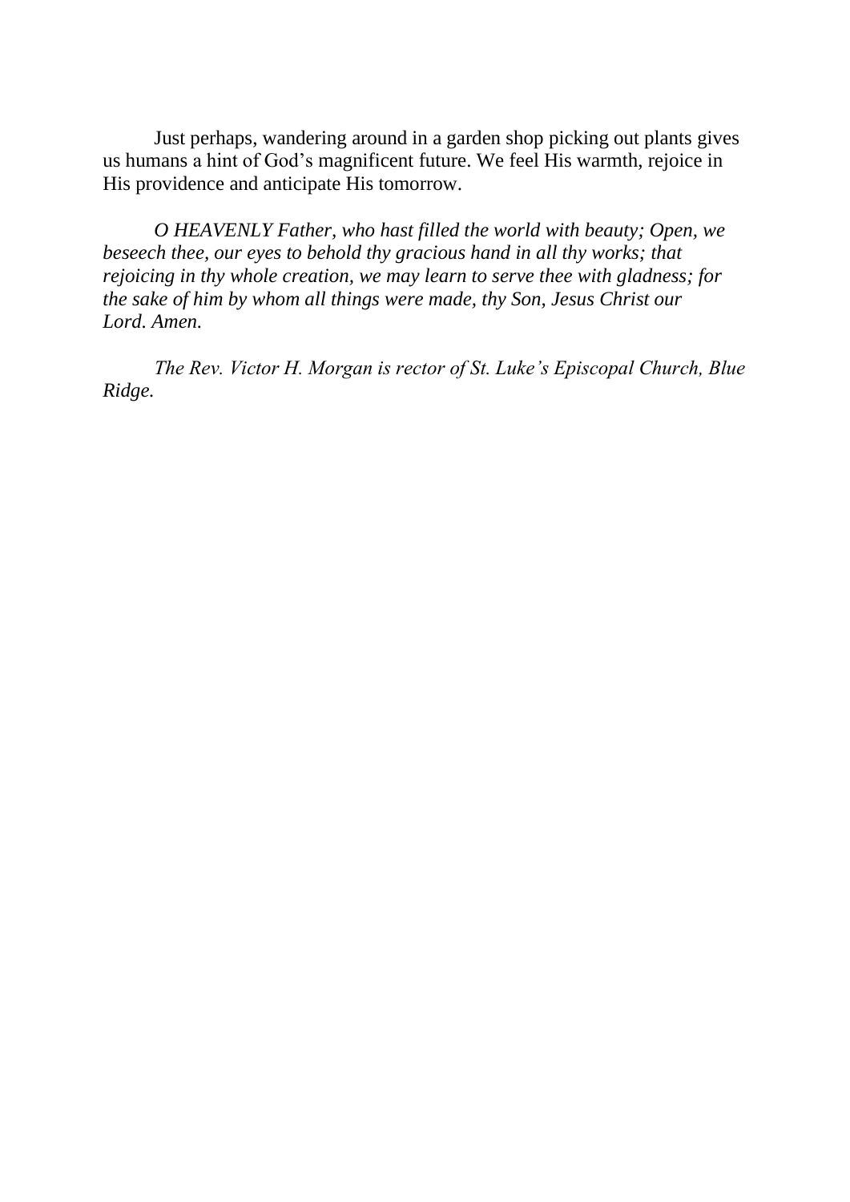Just perhaps, wandering around in a garden shop picking out plants gives us humans a hint of God's magnificent future. We feel His warmth, rejoice in His providence and anticipate His tomorrow.

*O HEAVENLY Father, who hast filled the world with beauty; Open, we beseech thee, our eyes to behold thy gracious hand in all thy works; that rejoicing in thy whole creation, we may learn to serve thee with gladness; for the sake of him by whom all things were made, thy Son, Jesus Christ our Lord. Amen.*

*The Rev. Victor H. Morgan is rector of St. Luke's Episcopal Church, Blue Ridge.*